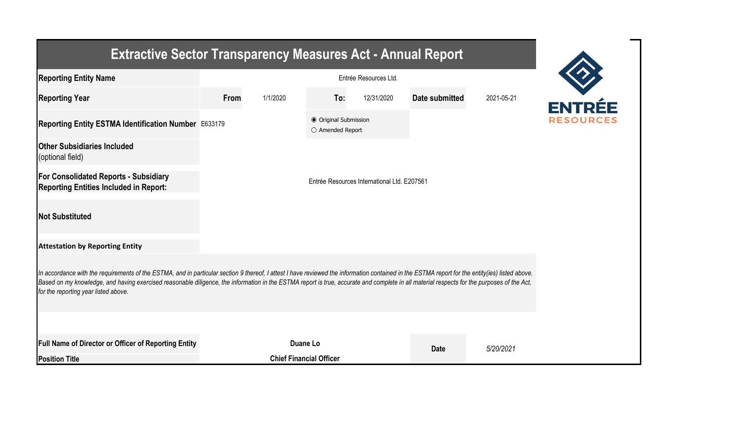# Extractive Sector Transparency Measures Act - Annual Report

| | | | | | | |
|---|---|---|---|---|---|---|
| **Reporting Entity Name** | Entrée Resources Ltd. | | | | | |
| **Reporting Year** | **From** | 1/1/2020 | **To:** | 12/31/2020 | **Date submitted** | 2021-05-21 |
| **Reporting Entity ESTMA Identification Number** | E633179 | | ◉ Original Submission ○ Amended Report | | | |
| **Other Subsidiaries Included** (optional field) | | | | | | |
| **For Consolidated Reports - Subsidiary Reporting Entities Included in Report:** | Entrée Resources International Ltd. E207561 | | | | | |
| **Not Substituted** | | | | | | |

**Attestation by Reporting Entity**

*In accordance with the requirements of the ESTMA, and in particular section 9 thereof, I attest I have reviewed the information contained in the ESTMA report for the entity(ies) listed above. Based on my knowledge, and having exercised reasonable diligence, the information in the ESTMA report is true, accurate and complete in all material respects for the purposes of the Act, for the reporting year listed above.*

| | | | |
|---|---|---|---|
| **Full Name of Director or Officer of Reporting Entity** | **Duane Lo** | **Date** | *5/20/2021* |
| **Position Title** | **Chief Financial Officer** | | |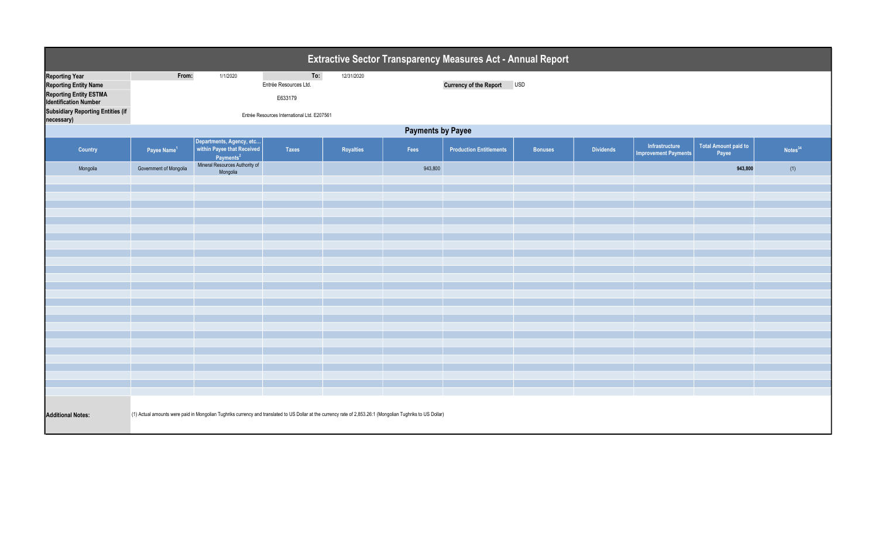# Extractive Sector Transparency Measures Act - Annual Report

| | | | | |
|---|---|---|---|---|
| **Reporting Year** | From: | 1/1/2020 | To: | 12/31/2020 |
| **Reporting Entity Name** | Entrée Resources Ltd. | | **Currency of the Report** | USD |
| **Reporting Entity ESTMA Identification Number** | E633179 | | | |
| **Subsidiary Reporting Entities (if necessary)** | Entrée Resources International Ltd. E207561 | | | |

## Payments by Payee

| Country | Payee Name[1] | Departments, Agency, etc... within Payee that Received Payments[2] | Taxes | Royalties | Fees | Production Entitlements | Bonuses | Dividends | Infrastructure Improvement Payments | Total Amount paid to Payee | Notes[34] |
|---|---|---|---|---|---|---|---|---|---|---|---|
| Mongolia | Government of Mongolia | Mineral Resources Authority of Mongolia | | | 943,800 | | | | | **943,800** | (1) |

**Additional Notes:** (1) Actual amounts were paid in Mongolian Tughriks currency and translated to US Dollar at the currency rate of 2,853.26:1 (Mongolian Tughriks to US Dollar)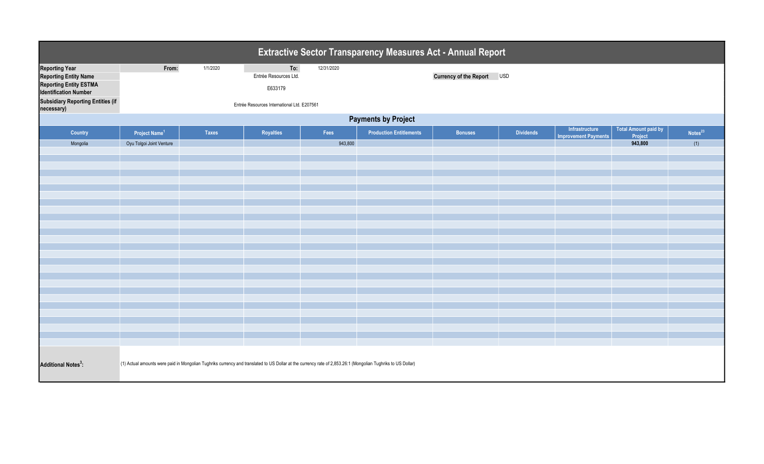# Extractive Sector Transparency Measures Act - Annual Report

| | | | |
|---|---|---|---|
| **Reporting Year** | **From:** 1/1/2020 | **To:** 12/31/2020 | |
| **Reporting Entity Name** | Entrée Resources Ltd. | **Currency of the Report** | USD |
| **Reporting Entity ESTMA Identification Number** | E633179 | | |
| **Subsidiary Reporting Entities (if necessary)** | Entrée Resources International Ltd. E207561 | | |

## Payments by Project

| Country | Project Name[1] | Taxes | Royalties | Fees | Production Entitlements | Bonuses | Dividends | Infrastructure Improvement Payments | Total Amount paid by Project | Notes[23] |
|---|---|---|---|---|---|---|---|---|---|---|
| Mongolia | Oyu Tolgoi Joint Venture | | | 943,800 | | | | | **943,800** | (1) |

**Additional Notes[3]:** (1) Actual amounts were paid in Mongolian Tughriks currency and translated to US Dollar at the currency rate of 2,853.26:1 (Mongolian Tughriks to US Dollar)